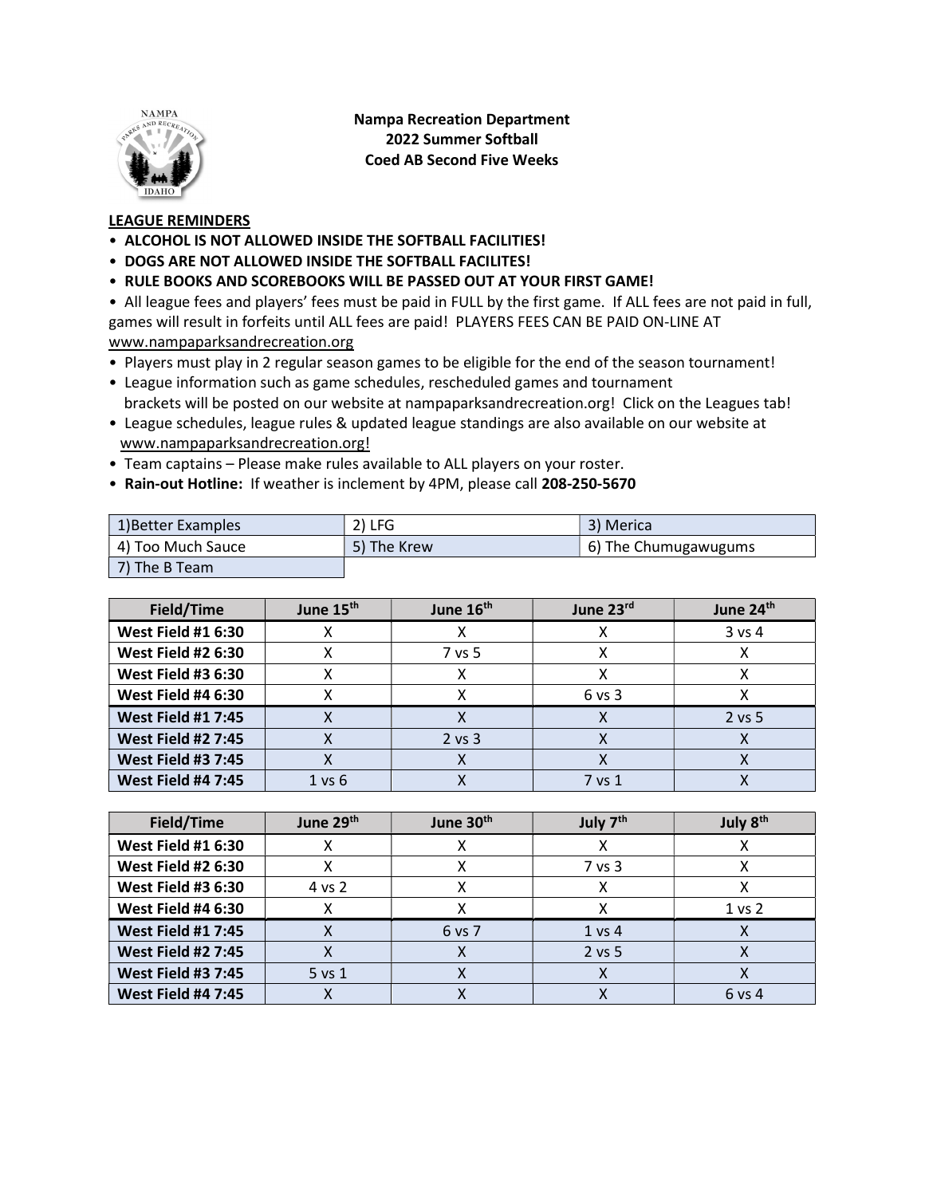**Nampa Recreation Department**
**2022 Summer Softball**
**Coed AB Second Five Weeks**

**LEAGUE REMINDERS**

- **ALCOHOL IS NOT ALLOWED INSIDE THE SOFTBALL FACILITIES!**
- **DOGS ARE NOT ALLOWED INSIDE THE SOFTBALL FACILITES!**
- **RULE BOOKS AND SCOREBOOKS WILL BE PASSED OUT AT YOUR FIRST GAME!**
- All league fees and players' fees must be paid in FULL by the first game. If ALL fees are not paid in full, games will result in forfeits until ALL fees are paid! PLAYERS FEES CAN BE PAID ON-LINE AT www.nampaparksandrecreation.org
- Players must play in 2 regular season games to be eligible for the end of the season tournament!
- League information such as game schedules, rescheduled games and tournament brackets will be posted on our website at nampaparksandrecreation.org! Click on the Leagues tab!
- League schedules, league rules & updated league standings are also available on our website at www.nampaparksandrecreation.org!
- Team captains – Please make rules available to ALL players on your roster.
- **Rain-out Hotline:** If weather is inclement by 4PM, please call **208-250-5670**

| | | |
|---|---|---|
| 1)Better Examples | 2) LFG | 3) Merica |
| 4) Too Much Sauce | 5) The Krew | 6) The Chumugawugums |
| 7) The B Team | | |

| Field/Time | June 15th | June 16th | June 23rd | June 24th |
|---|---|---|---|---|
| West Field #1 6:30 | X | X | X | 3 vs 4 |
| West Field #2 6:30 | X | 7 vs 5 | X | X |
| West Field #3 6:30 | X | X | X | X |
| West Field #4 6:30 | X | X | 6 vs 3 | X |
| West Field #1 7:45 | X | X | X | 2 vs 5 |
| West Field #2 7:45 | X | 2 vs 3 | X | X |
| West Field #3 7:45 | X | X | X | X |
| West Field #4 7:45 | 1 vs 6 | X | 7 vs 1 | X |

| Field/Time | June 29th | June 30th | July 7th | July 8th |
|---|---|---|---|---|
| West Field #1 6:30 | X | X | X | X |
| West Field #2 6:30 | X | X | 7 vs 3 | X |
| West Field #3 6:30 | 4 vs 2 | X | X | X |
| West Field #4 6:30 | X | X | X | 1 vs 2 |
| West Field #1 7:45 | X | 6 vs 7 | 1 vs 4 | X |
| West Field #2 7:45 | X | X | 2 vs 5 | X |
| West Field #3 7:45 | 5 vs 1 | X | X | X |
| West Field #4 7:45 | X | X | X | 6 vs 4 |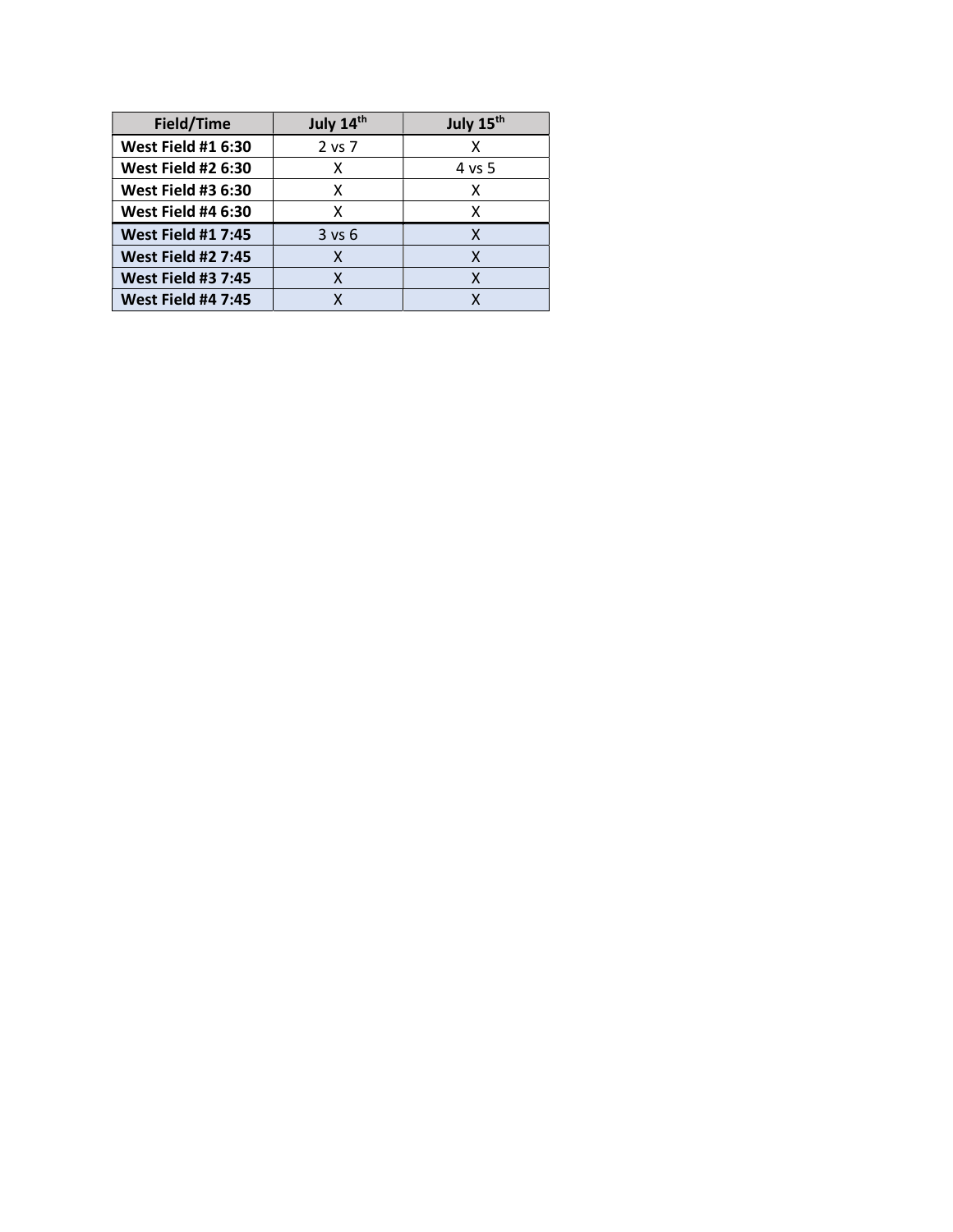| Field/Time | July 14th | July 15th |
|---|---|---|
| **West Field #1 6:30** | 2 vs 7 | X |
| **West Field #2 6:30** | X | 4 vs 5 |
| **West Field #3 6:30** | X | X |
| **West Field #4 6:30** | X | X |
| **West Field #1 7:45** | 3 vs 6 | X |
| **West Field #2 7:45** | X | X |
| **West Field #3 7:45** | X | X |
| **West Field #4 7:45** | X | X |